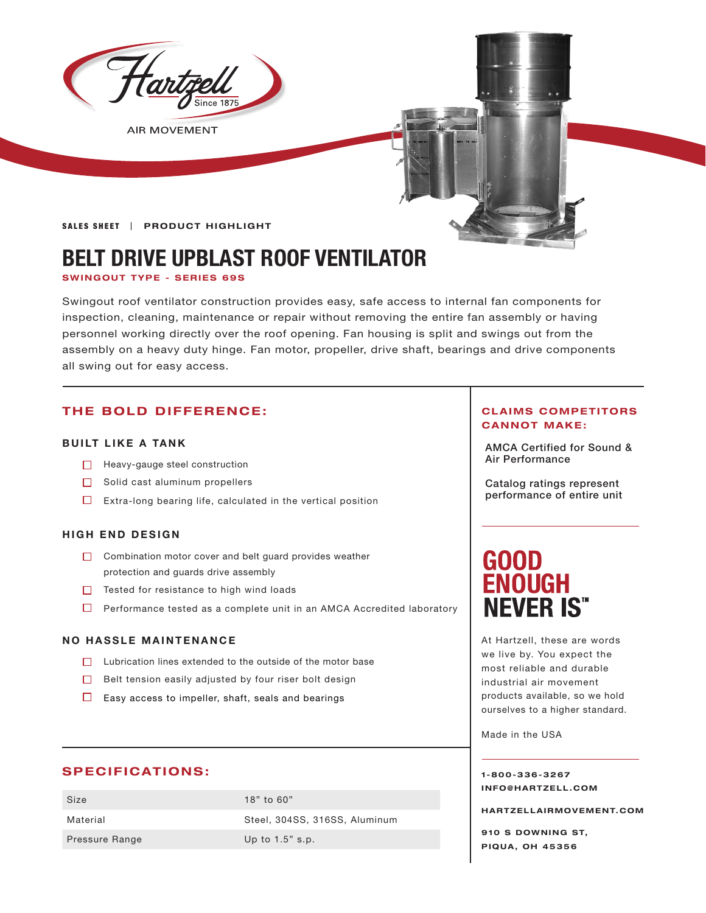Hartzell Since 1875

AIR MOVEMENT

**SALES SHEET | PRODUCT HIGHLIGHT**

# BELT DRIVE UPBLAST ROOF VENTILATOR

**SWINGOUT TYPE - SERIES 69S**

Swingout roof ventilator construction provides easy, safe access to internal fan components for inspection, cleaning, maintenance or repair without removing the entire fan assembly or having personnel working directly over the roof opening. Fan housing is split and swings out from the assembly on a heavy duty hinge. Fan motor, propeller, drive shaft, bearings and drive components all swing out for easy access.

## THE BOLD DIFFERENCE:

### BUILT LIKE A TANK

- Heavy-gauge steel construction
- Solid cast aluminum propellers
- Extra-long bearing life, calculated in the vertical position

### HIGH END DESIGN

- Combination motor cover and belt guard provides weather protection and guards drive assembly
- Tested for resistance to high wind loads
- Performance tested as a complete unit in an AMCA Accredited laboratory

### NO HASSLE MAINTENANCE

- Lubrication lines extended to the outside of the motor base
- Belt tension easily adjusted by four riser bolt design
- Easy access to impeller, shaft, seals and bearings

## SPECIFICATIONS:

| | |
|---|---|
| Size | 18" to 60" |
| Material | Steel, 304SS, 316SS, Aluminum |
| Pressure Range | Up to 1.5" s.p. |

## CLAIMS COMPETITORS CANNOT MAKE:

AMCA Certified for Sound & Air Performance

Catalog ratings represent performance of entire unit

**GOOD ENOUGH NEVER IS™**

At Hartzell, these are words we live by. You expect the most reliable and durable industrial air movement products available, so we hold ourselves to a higher standard.

Made in the USA

**1-800-336-3267**
**INFO@HARTZELL.COM**

**HARTZELLAIRMOVEMENT.COM**

**910 S DOWNING ST, PIQUA, OH 45356**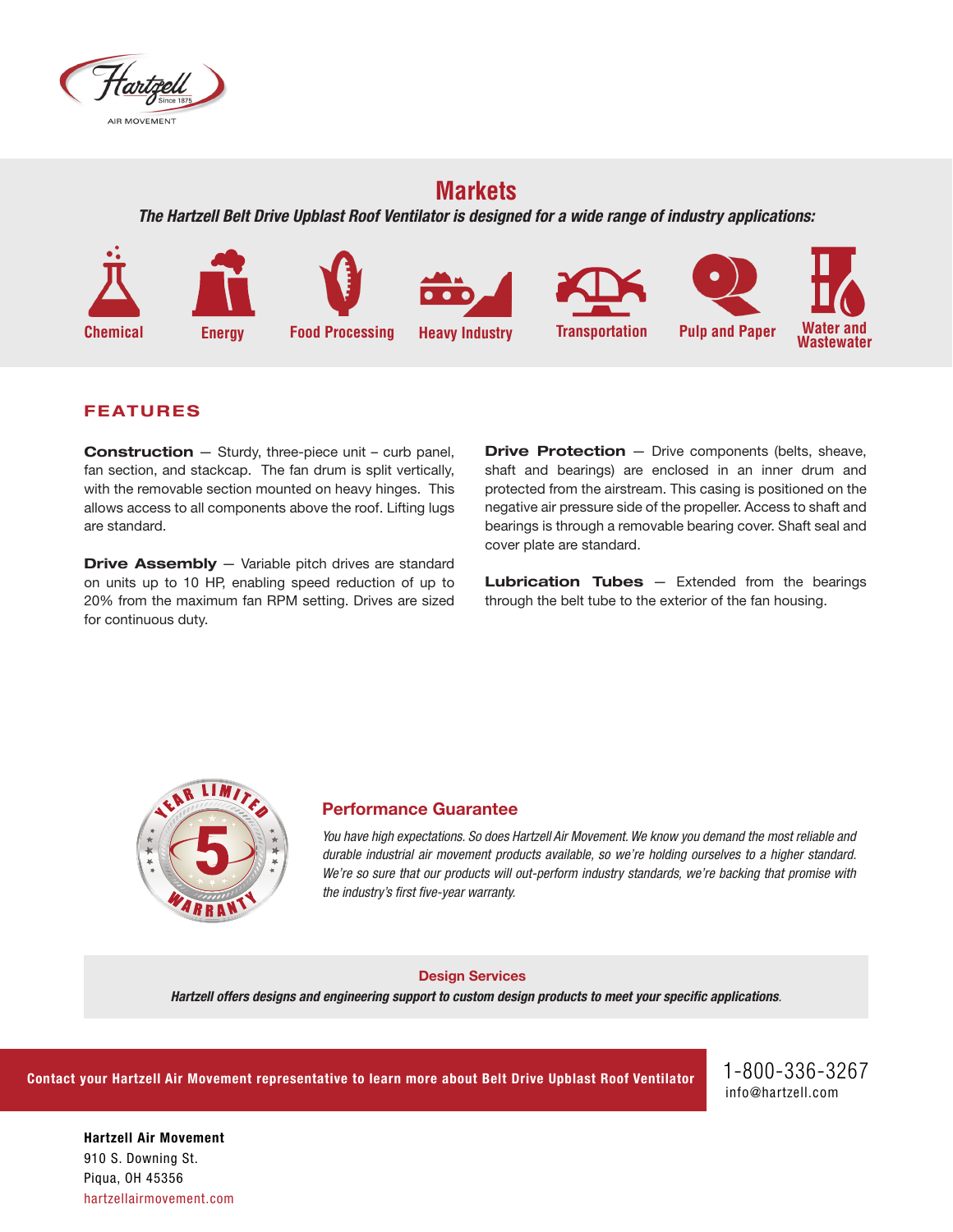Hartzell Since 1875 AIR MOVEMENT

## Markets

***The Hartzell Belt Drive Upblast Roof Ventilator is designed for a wide range of industry applications:***

Chemical
Energy
Food Processing
Heavy Industry
Transportation
Pulp and Paper
Water and Wastewater

## FEATURES

**Construction** — Sturdy, three-piece unit – curb panel, fan section, and stackcap. The fan drum is split vertically, with the removable section mounted on heavy hinges. This allows access to all components above the roof. Lifting lugs are standard.

**Drive Assembly** — Variable pitch drives are standard on units up to 10 HP, enabling speed reduction of up to 20% from the maximum fan RPM setting. Drives are sized for continuous duty.

**Drive Protection** — Drive components (belts, sheave, shaft and bearings) are enclosed in an inner drum and protected from the airstream. This casing is positioned on the negative air pressure side of the propeller. Access to shaft and bearings is through a removable bearing cover. Shaft seal and cover plate are standard.

**Lubrication Tubes** — Extended from the bearings through the belt tube to the exterior of the fan housing.

5 YEAR LIMITED WARRANTY

### Performance Guarantee

*You have high expectations. So does Hartzell Air Movement. We know you demand the most reliable and durable industrial air movement products available, so we're holding ourselves to a higher standard. We're so sure that our products will out-perform industry standards, we're backing that promise with the industry's first five-year warranty.*

### Design Services

***Hartzell offers designs and engineering support to custom design products to meet your specific applications.***

**Contact your Hartzell Air Movement representative to learn more about Belt Drive Upblast Roof Ventilator**

1-800-336-3267
info@hartzell.com

**Hartzell Air Movement**
910 S. Downing St.
Piqua, OH 45356
hartzellairmovement.com